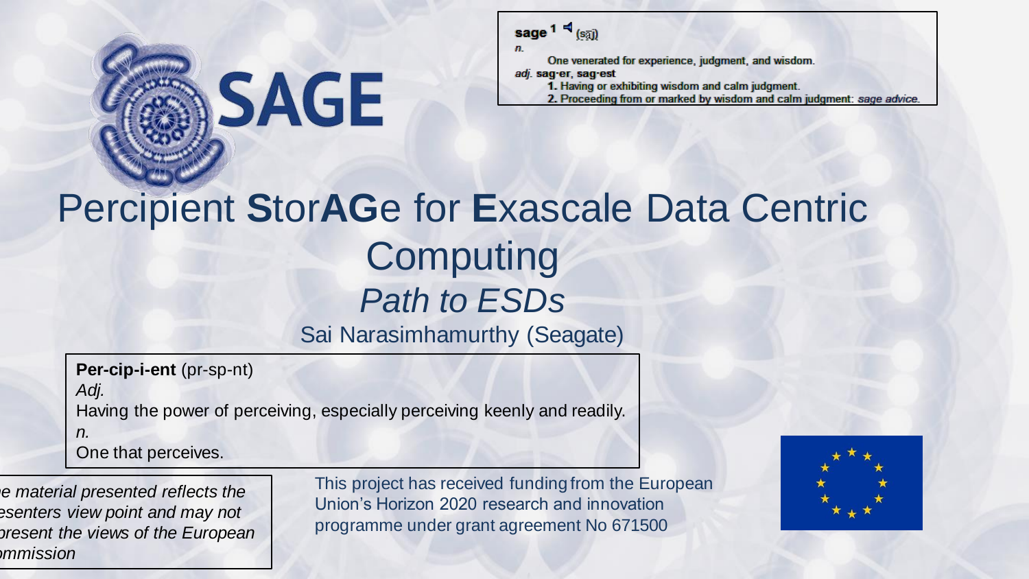SAGE

**sage** [1] (sāj)

*n.*

One venerated for experience, judgment, and wisdom.

*adj.* **sag·er, sag·est**

1. Having or exhibiting wisdom and calm judgment.
2. Proceeding from or marked by wisdom and calm judgment: *sage advice.*

# Percipient **S**tor**AG**e for **E**xascale Data Centric Computing

## *Path to ESDs*

Sai Narasimhamurthy (Seagate)

**Per-cip-i-ent** (pr-sp-nt)

*Adj.*

Having the power of perceiving, especially perceiving keenly and readily.

*n.*

One that perceives.

*e material presented reflects the esenters view point and may not present the views of the European mmission*

This project has received funding from the European Union's Horizon 2020 research and innovation programme under grant agreement No 671500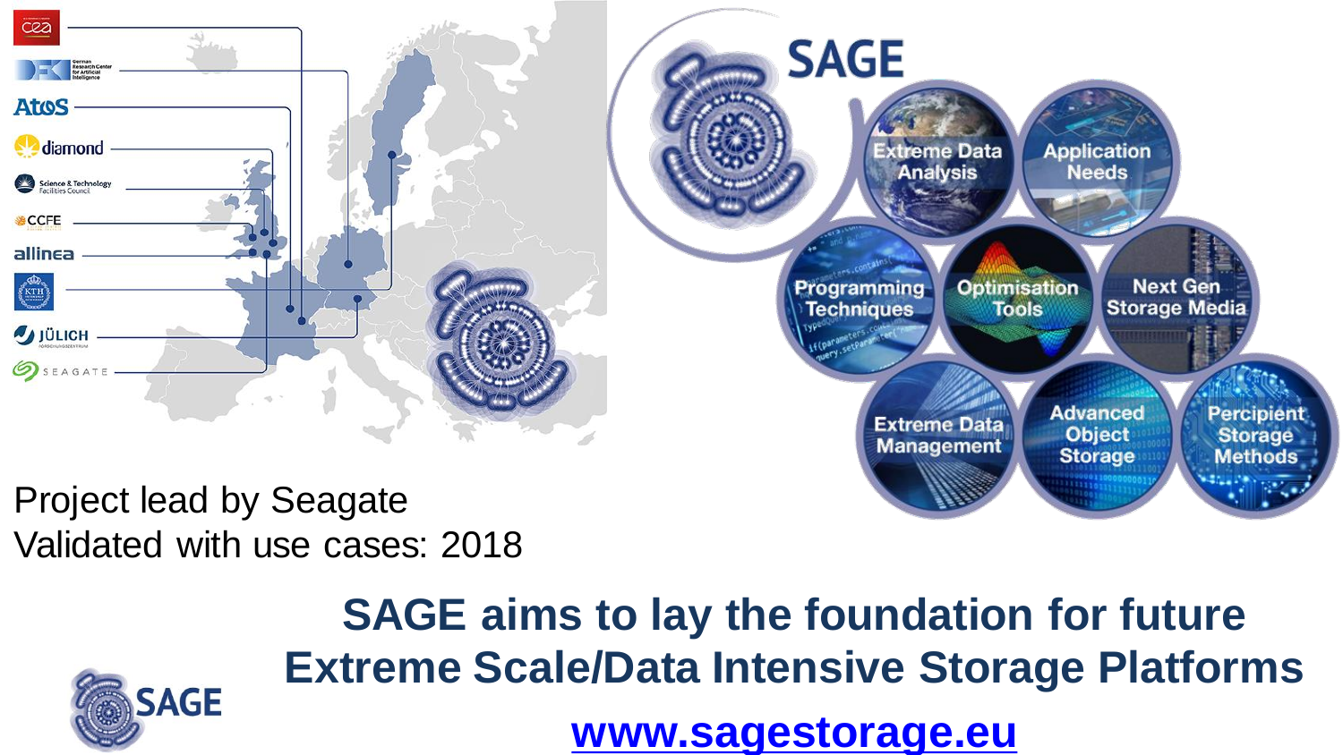CEA

DFKI German Research Center for Artificial Intelligence

Atos

diamond

Science & Technology Facilities Council

CCFE

allinea

KTH

JÜLICH FORSCHUNGSZENTRUM

SEAGATE

SAGE

- Extreme Data Analysis
- Application Needs
- Programming Techniques
- Optimisation Tools
- Next Gen Storage Media
- Extreme Data Management
- Advanced Object Storage
- Percipient Storage Methods

Project lead by Seagate
Validated with use cases: 2018

**SAGE aims to lay the foundation for future Extreme Scale/Data Intensive Storage Platforms**

SAGE

**www.sagestorage.eu**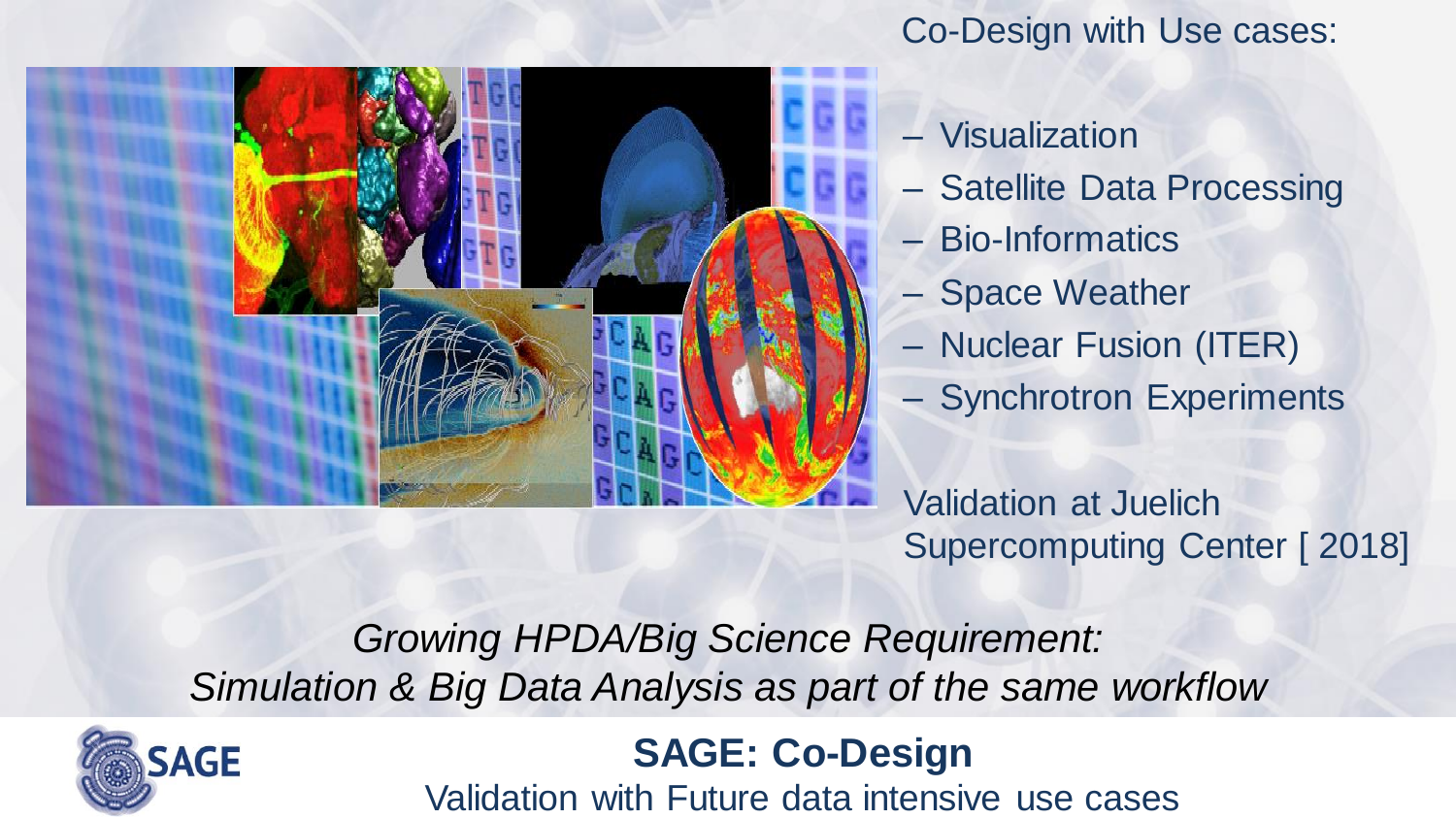Co-Design with Use cases:

- Visualization
- Satellite Data Processing
- Bio-Informatics
- Space Weather
- Nuclear Fusion (ITER)
- Synchrotron Experiments

Validation at Juelich Supercomputing Center [ 2018]

*Growing HPDA/Big Science Requirement:*
*Simulation & Big Data Analysis as part of the same workflow*

SAGE

## SAGE: Co-Design

Validation with Future data intensive use cases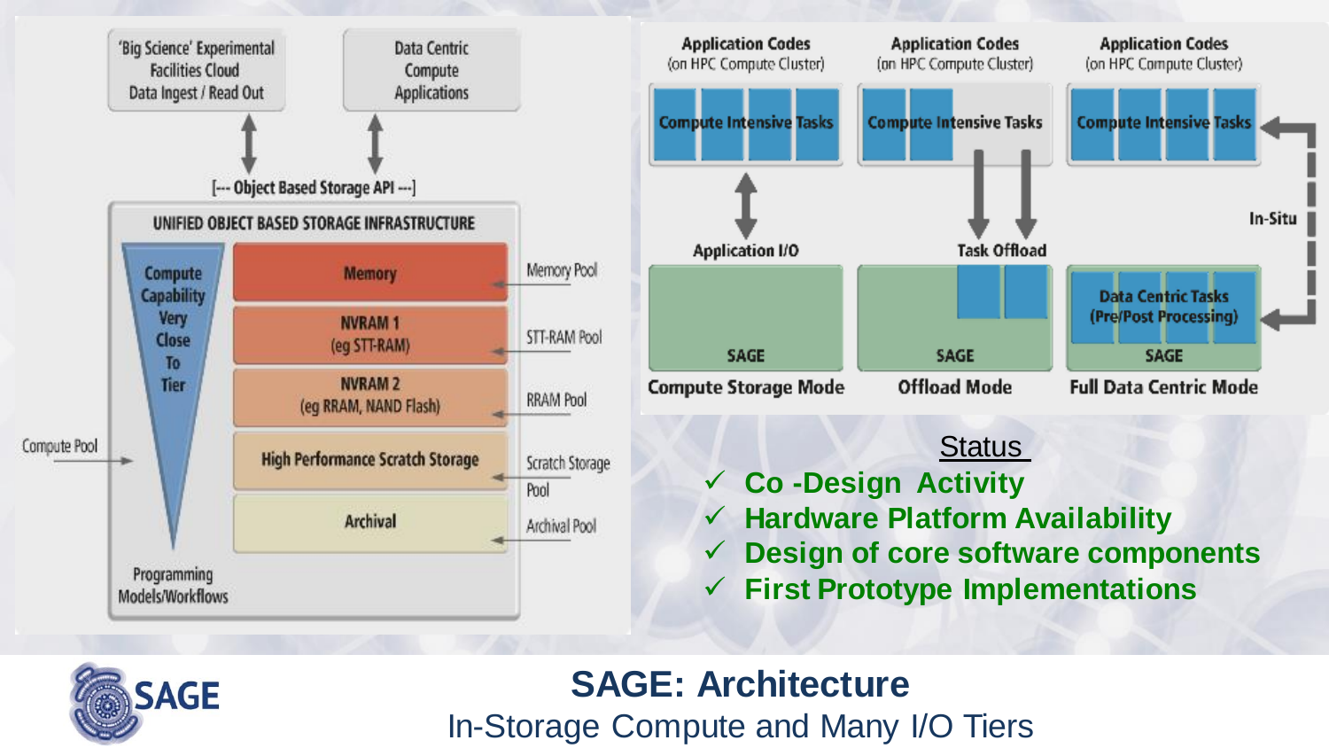# SAGE: Architecture

In-Storage Compute and Many I/O Tiers

'Big Science' Experimental Facilities Cloud Data Ingest / Read Out

Data Centric Compute Applications

[--- Object Based Storage API ---]

**UNIFIED OBJECT BASED STORAGE INFRASTRUCTURE**

Compute Capability Very Close To Tier

| Tier | Pool |
| --- | --- |
| Memory | Memory Pool |
| NVRAM 1 (eg STT-RAM) | STT-RAM Pool |
| NVRAM 2 (eg RRAM, NAND Flash) | RRAM Pool |
| High Performance Scratch Storage | Scratch Storage Pool |
| Archival | Archival Pool |

Compute Pool

Programming Models/Workflows

| Compute Storage Mode | Offload Mode | Full Data Centric Mode |
| --- | --- | --- |
| Application Codes (on HPC Compute Cluster) | Application Codes (on HPC Compute Cluster) | Application Codes (on HPC Compute Cluster) |
| Compute Intensive Tasks | Compute Intensive Tasks | Compute Intensive Tasks |
| Application I/O | Task Offload | In-Situ |
| SAGE | SAGE | Data Centric Tasks (Pre/Post Processing) SAGE |

## Status

- ✓ Co -Design Activity
- ✓ Hardware Platform Availability
- ✓ Design of core software components
- ✓ First Prototype Implementations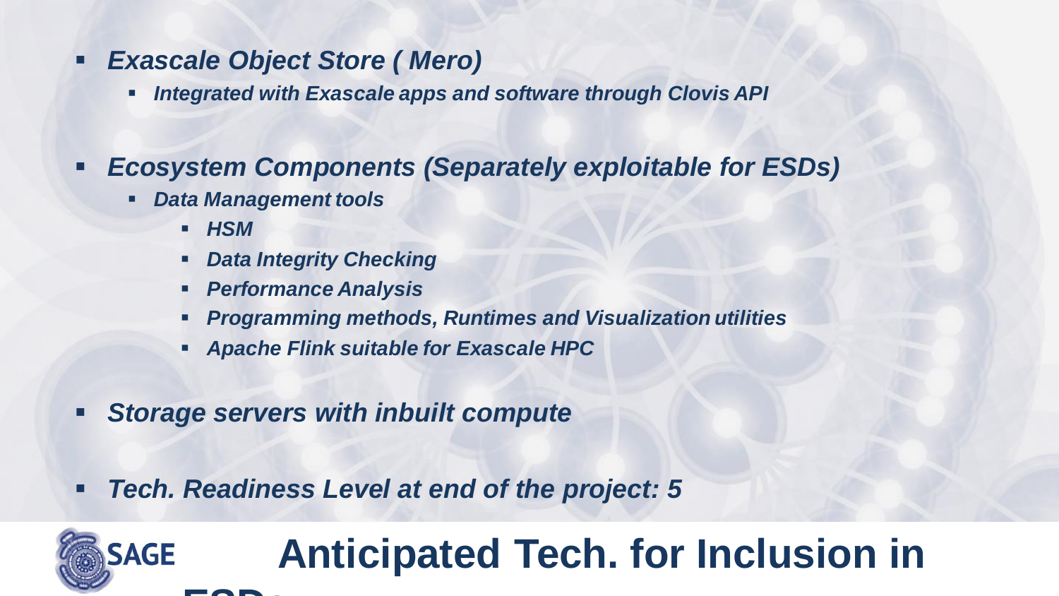- ***Exascale Object Store ( Mero)***
  - ***Integrated with Exascale apps and software through Clovis API***

- ***Ecosystem Components (Separately exploitable for ESDs)***
  - ***Data Management tools***
    - ***HSM***
    - ***Data Integrity Checking***
    - ***Performance Analysis***
    - ***Programming methods, Runtimes and Visualization utilities***
    - ***Apache Flink suitable for Exascale HPC***

- ***Storage servers with inbuilt compute***

- ***Tech. Readiness Level at end of the project: 5***

# Anticipated Tech. for Inclusion in ESDs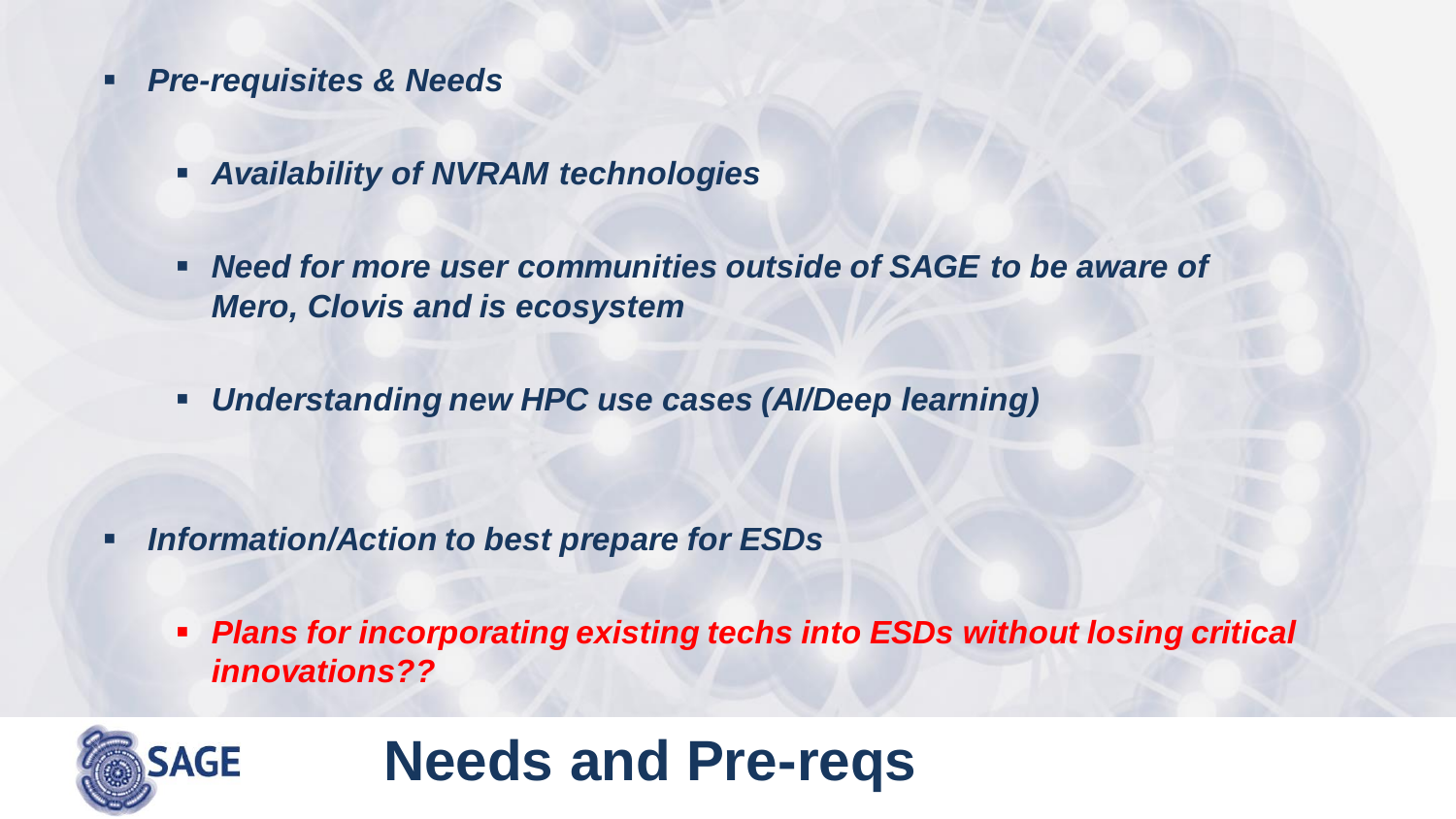# Needs and Pre-reqs

- ***Pre-requisites & Needs***
  - ***Availability of NVRAM technologies***
  - ***Need for more user communities outside of SAGE to be aware of Mero, Clovis and is ecosystem***
  - ***Understanding new HPC use cases (AI/Deep learning)***
- ***Information/Action to best prepare for ESDs***
  - ***Plans for incorporating existing techs into ESDs without losing critical innovations??***

SAGE